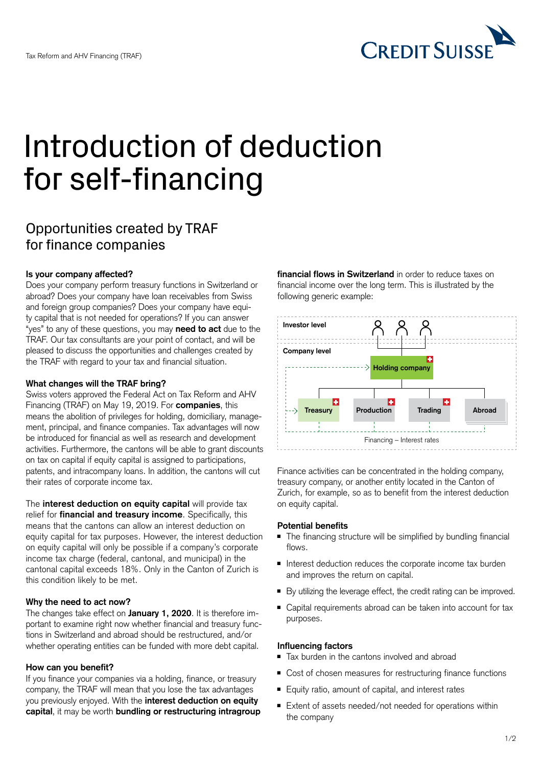# Introduction of deduction for self-financing

## Opportunities created by TRAF for finance companies

### Is your company affected?

Does your company perform treasury functions in Switzerland or abroad? Does your company have loan receivables from Swiss and foreign group companies? Does your company have equity capital that is not needed for operations? If you can answer "yes" to any of these questions, you may **need to act** due to the TRAF. Our tax consultants are your point of contact, and will be pleased to discuss the opportunities and challenges created by the TRAF with regard to your tax and financial situation.

### What changes will the TRAF bring?

Swiss voters approved the Federal Act on Tax Reform and AHV Financing (TRAF) on May 19, 2019. For **companies**, this means the abolition of privileges for holding, domiciliary, management, principal, and finance companies. Tax advantages will now be introduced for financial as well as research and development activities. Furthermore, the cantons will be able to grant discounts on tax on capital if equity capital is assigned to participations, patents, and intracompany loans. In addition, the cantons will cut their rates of corporate income tax.

The **interest deduction on equity capital** will provide tax relief for **financial and treasury income**. Specifically, this means that the cantons can allow an interest deduction on equity capital for tax purposes. However, the interest deduction on equity capital will only be possible if a company's corporate income tax charge (federal, cantonal, and municipal) in the cantonal capital exceeds 18%. Only in the Canton of Zurich is this condition likely to be met.

### Why the need to act now?

The changes take effect on **January 1, 2020**. It is therefore important to examine right now whether financial and treasury functions in Switzerland and abroad should be restructured, and/or whether operating entities can be funded with more debt capital.

### How can you benefit?

If you finance your companies via a holding, finance, or treasury company, the TRAF will mean that you lose the tax advantages you previously enjoyed. With the **interest deduction on equity capital**, it may be worth **bundling or restructuring intragroup financial flows in Switzerland** in order to reduce taxes on financial income over the long term. This is illustrated by the following generic example:

Investor level

Company level

Holding company

Treasury

Production

Trading

Abroad

Financing – Interest rates

Finance activities can be concentrated in the holding company, treasury company, or another entity located in the Canton of Zurich, for example, so as to benefit from the interest deduction on equity capital.

### Potential benefits

- The financing structure will be simplified by bundling financial flows.
- Interest deduction reduces the corporate income tax burden and improves the return on capital.
- By utilizing the leverage effect, the credit rating can be improved.
- Capital requirements abroad can be taken into account for tax purposes.

### Influencing factors

- Tax burden in the cantons involved and abroad
- Cost of chosen measures for restructuring finance functions
- Equity ratio, amount of capital, and interest rates
- Extent of assets needed/not needed for operations within the company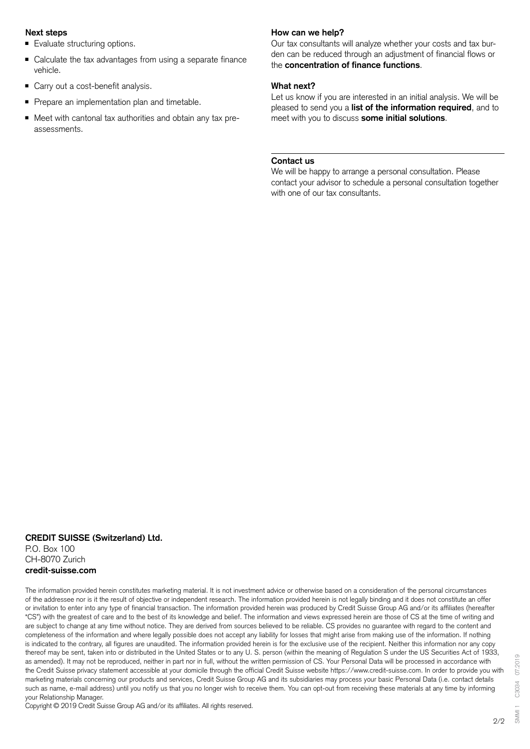### Next steps

- Evaluate structuring options.
- Calculate the tax advantages from using a separate finance vehicle.
- Carry out a cost-benefit analysis.
- Prepare an implementation plan and timetable.
- Meet with cantonal tax authorities and obtain any tax pre-assessments.

### How can we help?

Our tax consultants will analyze whether your costs and tax burden can be reduced through an adjustment of financial flows or the **concentration of finance functions**.

### What next?

Let us know if you are interested in an initial analysis. We will be pleased to send you a **list of the information required**, and to meet with you to discuss **some initial solutions**.

### Contact us

We will be happy to arrange a personal consultation. Please contact your advisor to schedule a personal consultation together with one of our tax consultants.

**CREDIT SUISSE (Switzerland) Ltd.**
P.O. Box 100
CH-8070 Zurich
**credit-suisse.com**

The information provided herein constitutes marketing material. It is not investment advice or otherwise based on a consideration of the personal circumstances of the addressee nor is it the result of objective or independent research. The information provided herein is not legally binding and it does not constitute an offer or invitation to enter into any type of financial transaction. The information provided herein was produced by Credit Suisse Group AG and/or its affiliates (hereafter "CS") with the greatest of care and to the best of its knowledge and belief. The information and views expressed herein are those of CS at the time of writing and are subject to change at any time without notice. They are derived from sources believed to be reliable. CS provides no guarantee with regard to the content and completeness of the information and where legally possible does not accept any liability for losses that might arise from making use of the information. If nothing is indicated to the contrary, all figures are unaudited. The information provided herein is for the exclusive use of the recipient. Neither this information nor any copy thereof may be sent, taken into or distributed in the United States or to any U. S. person (within the meaning of Regulation S under the US Securities Act of 1933, as amended). It may not be reproduced, neither in part nor in full, without the written permission of CS. Your Personal Data will be processed in accordance with the Credit Suisse privacy statement accessible at your domicile through the official Credit Suisse website https://www.credit-suisse.com. In order to provide you with marketing materials concerning our products and services, Credit Suisse Group AG and its subsidiaries may process your basic Personal Data (i.e. contact details such as name, e-mail address) until you notify us that you no longer wish to receive them. You can opt-out from receiving these materials at any time by informing your Relationship Manager.
Copyright © 2019 Credit Suisse Group AG and/or its affiliates. All rights reserved.

SMMI 1 C3034 07.2019